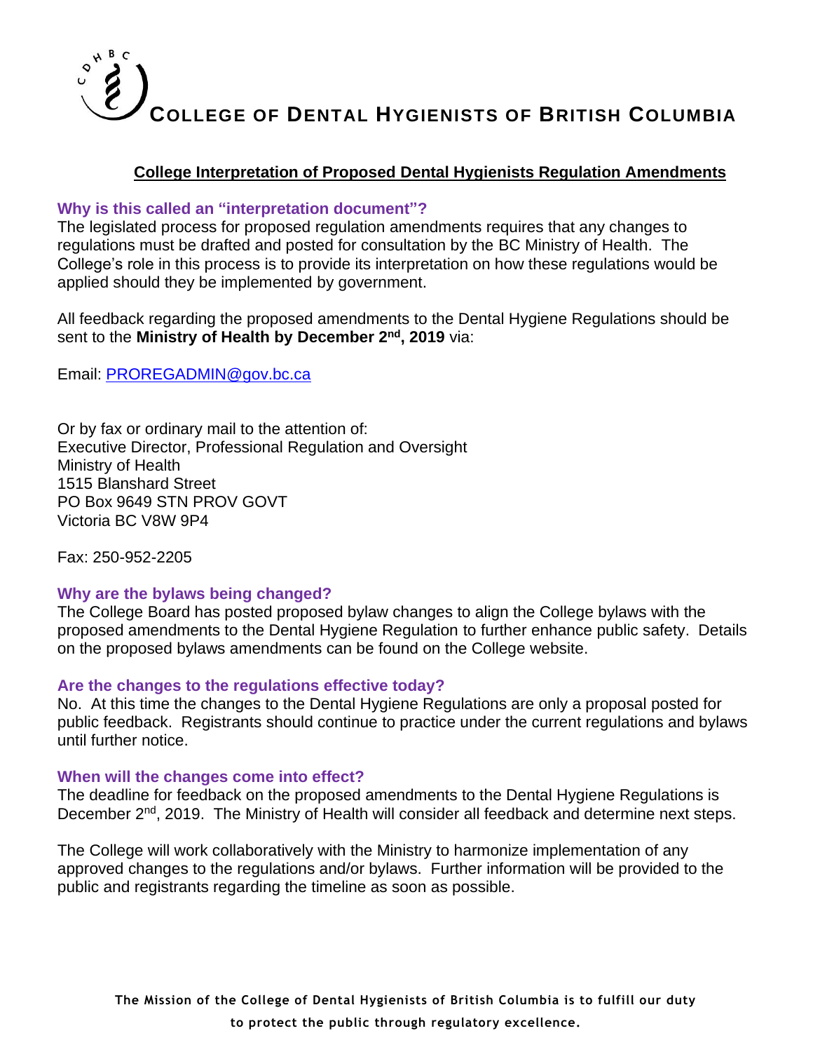# COLLEGE OF DENTAL HYGIENISTS OF BRITISH COLUMBIA

## College Interpretation of Proposed Dental Hygienists Regulation Amendments

### Why is this called an "interpretation document"?

The legislated process for proposed regulation amendments requires that any changes to regulations must be drafted and posted for consultation by the BC Ministry of Health. The College's role in this process is to provide its interpretation on how these regulations would be applied should they be implemented by government.

All feedback regarding the proposed amendments to the Dental Hygiene Regulations should be sent to the **Ministry of Health by December 2nd, 2019** via:

Email: PROREGADMIN@gov.bc.ca

Or by fax or ordinary mail to the attention of:
Executive Director, Professional Regulation and Oversight
Ministry of Health
1515 Blanshard Street
PO Box 9649 STN PROV GOVT
Victoria BC V8W 9P4

Fax: 250-952-2205

### Why are the bylaws being changed?

The College Board has posted proposed bylaw changes to align the College bylaws with the proposed amendments to the Dental Hygiene Regulation to further enhance public safety. Details on the proposed bylaws amendments can be found on the College website.

### Are the changes to the regulations effective today?

No. At this time the changes to the Dental Hygiene Regulations are only a proposal posted for public feedback. Registrants should continue to practice under the current regulations and bylaws until further notice.

### When will the changes come into effect?

The deadline for feedback on the proposed amendments to the Dental Hygiene Regulations is December 2nd, 2019. The Ministry of Health will consider all feedback and determine next steps.

The College will work collaboratively with the Ministry to harmonize implementation of any approved changes to the regulations and/or bylaws. Further information will be provided to the public and registrants regarding the timeline as soon as possible.

**The Mission of the College of Dental Hygienists of British Columbia is to fulfill our duty to protect the public through regulatory excellence.**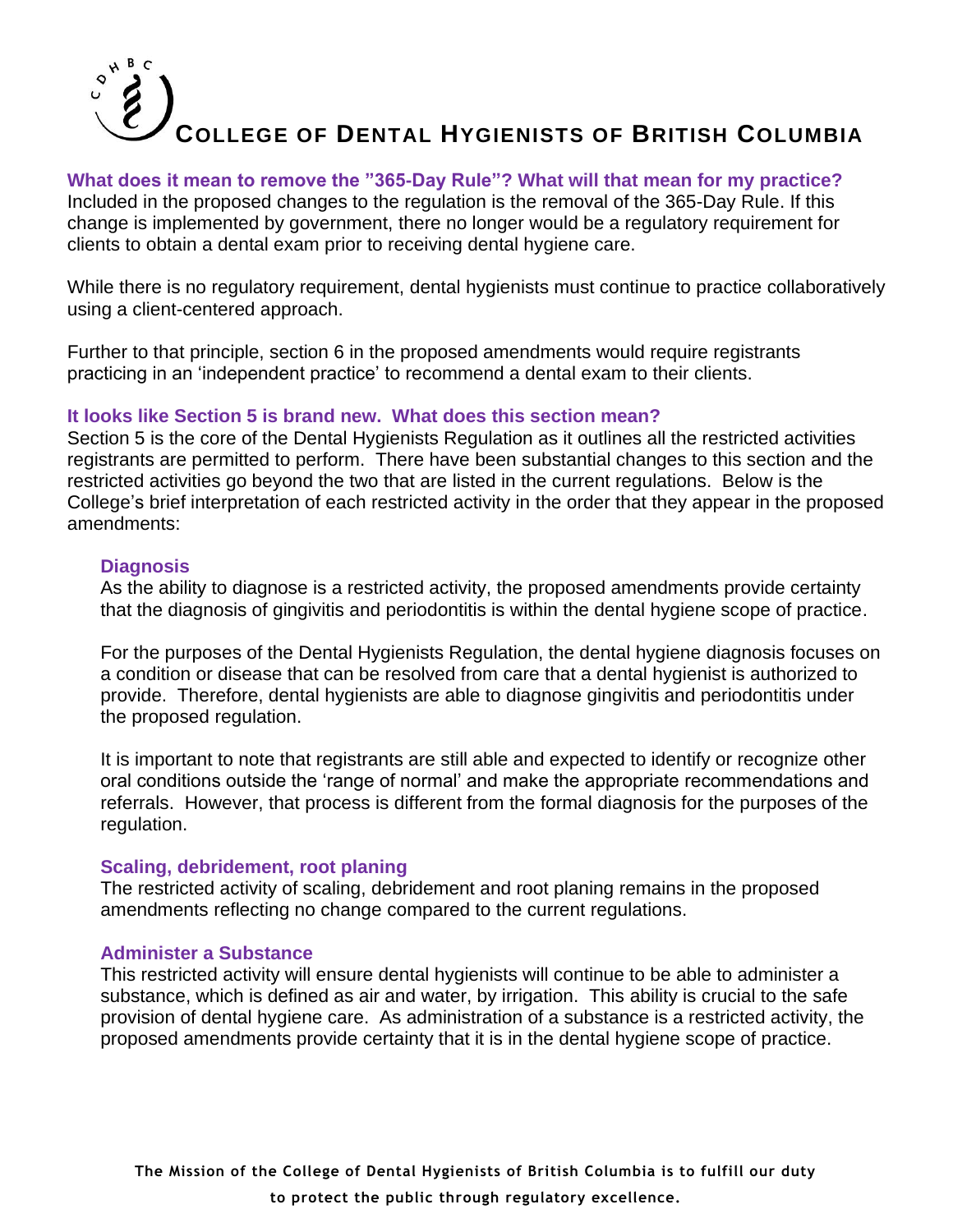### What does it mean to remove the "365-Day Rule"? What will that mean for my practice?

Included in the proposed changes to the regulation is the removal of the 365-Day Rule. If this change is implemented by government, there no longer would be a regulatory requirement for clients to obtain a dental exam prior to receiving dental hygiene care.

While there is no regulatory requirement, dental hygienists must continue to practice collaboratively using a client-centered approach.

Further to that principle, section 6 in the proposed amendments would require registrants practicing in an 'independent practice' to recommend a dental exam to their clients.

### It looks like Section 5 is brand new. What does this section mean?

Section 5 is the core of the Dental Hygienists Regulation as it outlines all the restricted activities registrants are permitted to perform. There have been substantial changes to this section and the restricted activities go beyond the two that are listed in the current regulations. Below is the College's brief interpretation of each restricted activity in the order that they appear in the proposed amendments:

#### Diagnosis

As the ability to diagnose is a restricted activity, the proposed amendments provide certainty that the diagnosis of gingivitis and periodontitis is within the dental hygiene scope of practice.

For the purposes of the Dental Hygienists Regulation, the dental hygiene diagnosis focuses on a condition or disease that can be resolved from care that a dental hygienist is authorized to provide. Therefore, dental hygienists are able to diagnose gingivitis and periodontitis under the proposed regulation.

It is important to note that registrants are still able and expected to identify or recognize other oral conditions outside the 'range of normal' and make the appropriate recommendations and referrals. However, that process is different from the formal diagnosis for the purposes of the regulation.

#### Scaling, debridement, root planing

The restricted activity of scaling, debridement and root planing remains in the proposed amendments reflecting no change compared to the current regulations.

#### Administer a Substance

This restricted activity will ensure dental hygienists will continue to be able to administer a substance, which is defined as air and water, by irrigation. This ability is crucial to the safe provision of dental hygiene care. As administration of a substance is a restricted activity, the proposed amendments provide certainty that it is in the dental hygiene scope of practice.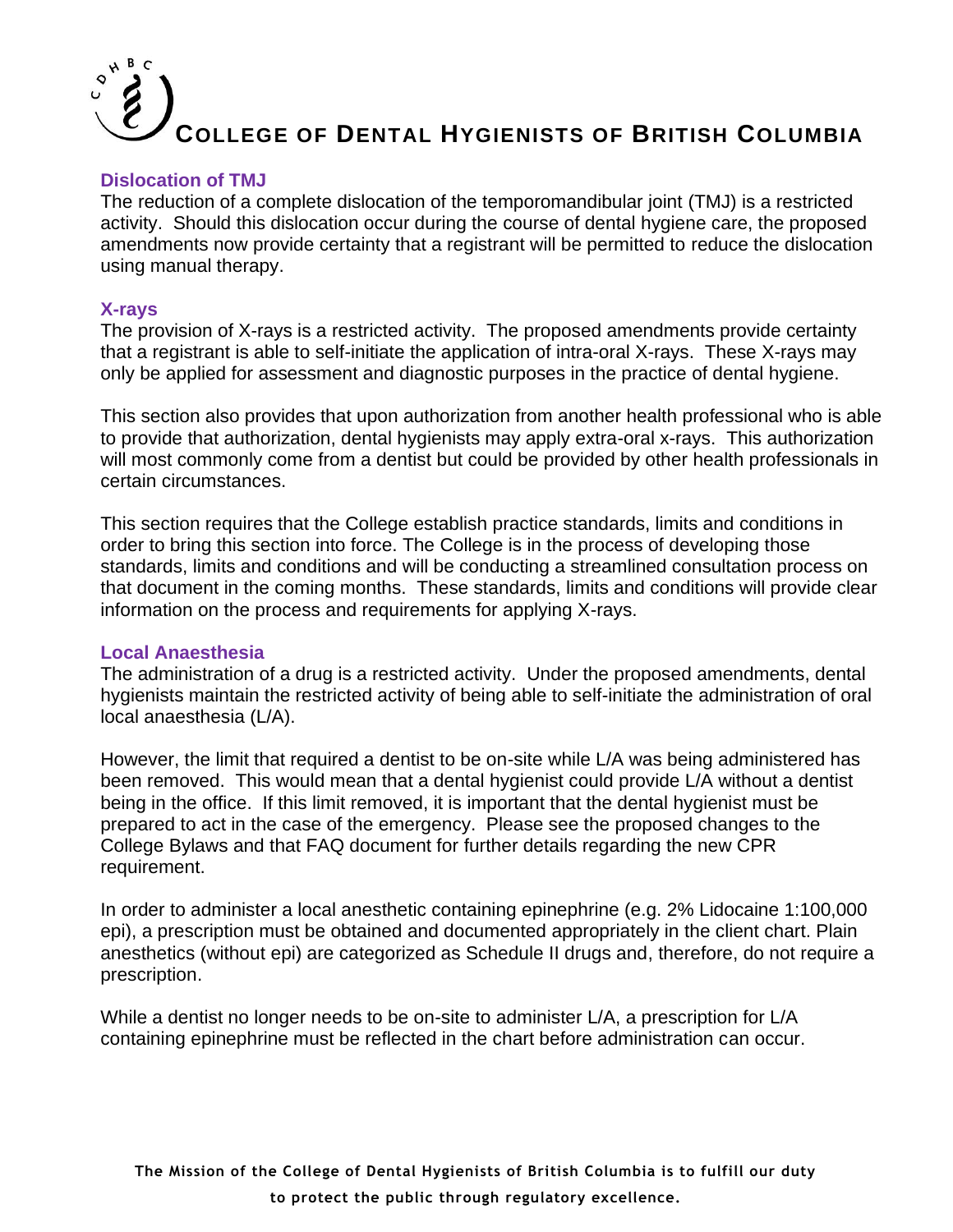### Dislocation of TMJ

The reduction of a complete dislocation of the temporomandibular joint (TMJ) is a restricted activity. Should this dislocation occur during the course of dental hygiene care, the proposed amendments now provide certainty that a registrant will be permitted to reduce the dislocation using manual therapy.

### X-rays

The provision of X-rays is a restricted activity. The proposed amendments provide certainty that a registrant is able to self-initiate the application of intra-oral X-rays. These X-rays may only be applied for assessment and diagnostic purposes in the practice of dental hygiene.

This section also provides that upon authorization from another health professional who is able to provide that authorization, dental hygienists may apply extra-oral x-rays. This authorization will most commonly come from a dentist but could be provided by other health professionals in certain circumstances.

This section requires that the College establish practice standards, limits and conditions in order to bring this section into force. The College is in the process of developing those standards, limits and conditions and will be conducting a streamlined consultation process on that document in the coming months. These standards, limits and conditions will provide clear information on the process and requirements for applying X-rays.

### Local Anaesthesia

The administration of a drug is a restricted activity. Under the proposed amendments, dental hygienists maintain the restricted activity of being able to self-initiate the administration of oral local anaesthesia (L/A).

However, the limit that required a dentist to be on-site while L/A was being administered has been removed. This would mean that a dental hygienist could provide L/A without a dentist being in the office. If this limit removed, it is important that the dental hygienist must be prepared to act in the case of the emergency. Please see the proposed changes to the College Bylaws and that FAQ document for further details regarding the new CPR requirement.

In order to administer a local anesthetic containing epinephrine (e.g. 2% Lidocaine 1:100,000 epi), a prescription must be obtained and documented appropriately in the client chart. Plain anesthetics (without epi) are categorized as Schedule II drugs and, therefore, do not require a prescription.

While a dentist no longer needs to be on-site to administer L/A, a prescription for L/A containing epinephrine must be reflected in the chart before administration can occur.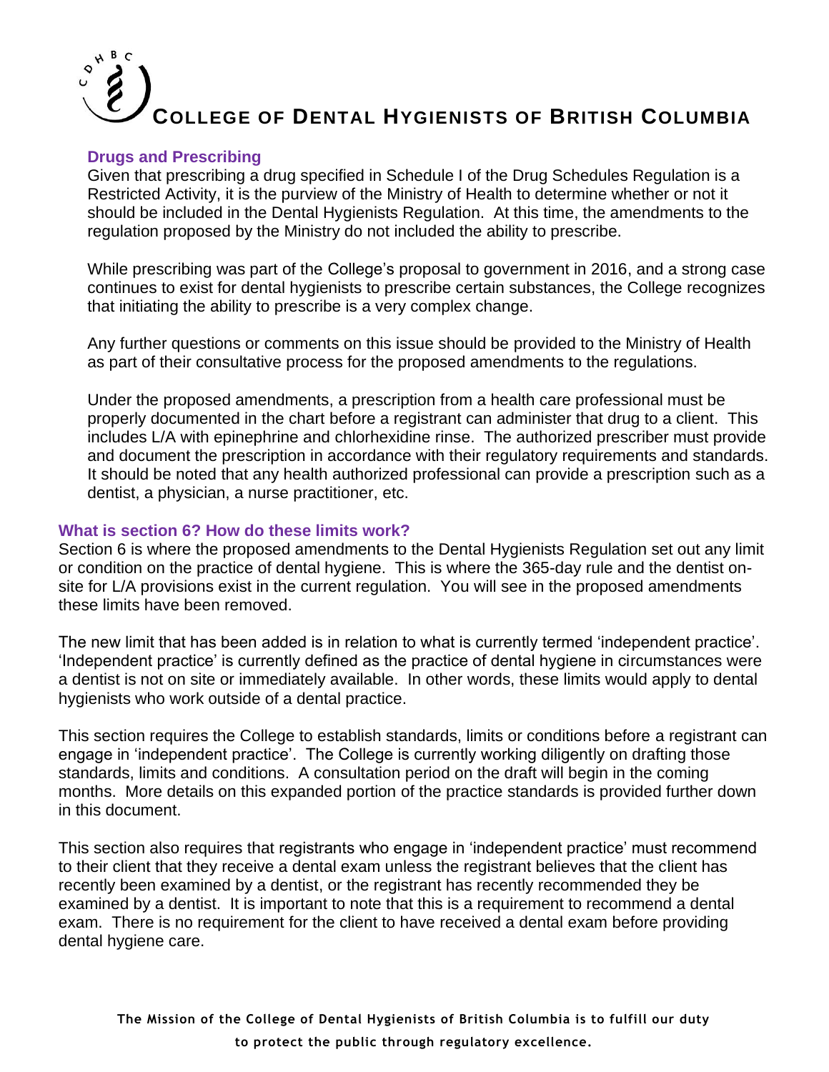## Drugs and Prescribing

Given that prescribing a drug specified in Schedule I of the Drug Schedules Regulation is a Restricted Activity, it is the purview of the Ministry of Health to determine whether or not it should be included in the Dental Hygienists Regulation. At this time, the amendments to the regulation proposed by the Ministry do not included the ability to prescribe.

While prescribing was part of the College's proposal to government in 2016, and a strong case continues to exist for dental hygienists to prescribe certain substances, the College recognizes that initiating the ability to prescribe is a very complex change.

Any further questions or comments on this issue should be provided to the Ministry of Health as part of their consultative process for the proposed amendments to the regulations.

Under the proposed amendments, a prescription from a health care professional must be properly documented in the chart before a registrant can administer that drug to a client. This includes L/A with epinephrine and chlorhexidine rinse. The authorized prescriber must provide and document the prescription in accordance with their regulatory requirements and standards. It should be noted that any health authorized professional can provide a prescription such as a dentist, a physician, a nurse practitioner, etc.

## What is section 6? How do these limits work?

Section 6 is where the proposed amendments to the Dental Hygienists Regulation set out any limit or condition on the practice of dental hygiene. This is where the 365-day rule and the dentist on-site for L/A provisions exist in the current regulation. You will see in the proposed amendments these limits have been removed.

The new limit that has been added is in relation to what is currently termed 'independent practice'. 'Independent practice' is currently defined as the practice of dental hygiene in circumstances were a dentist is not on site or immediately available. In other words, these limits would apply to dental hygienists who work outside of a dental practice.

This section requires the College to establish standards, limits or conditions before a registrant can engage in 'independent practice'. The College is currently working diligently on drafting those standards, limits and conditions. A consultation period on the draft will begin in the coming months. More details on this expanded portion of the practice standards is provided further down in this document.

This section also requires that registrants who engage in 'independent practice' must recommend to their client that they receive a dental exam unless the registrant believes that the client has recently been examined by a dentist, or the registrant has recently recommended they be examined by a dentist. It is important to note that this is a requirement to recommend a dental exam. There is no requirement for the client to have received a dental exam before providing dental hygiene care.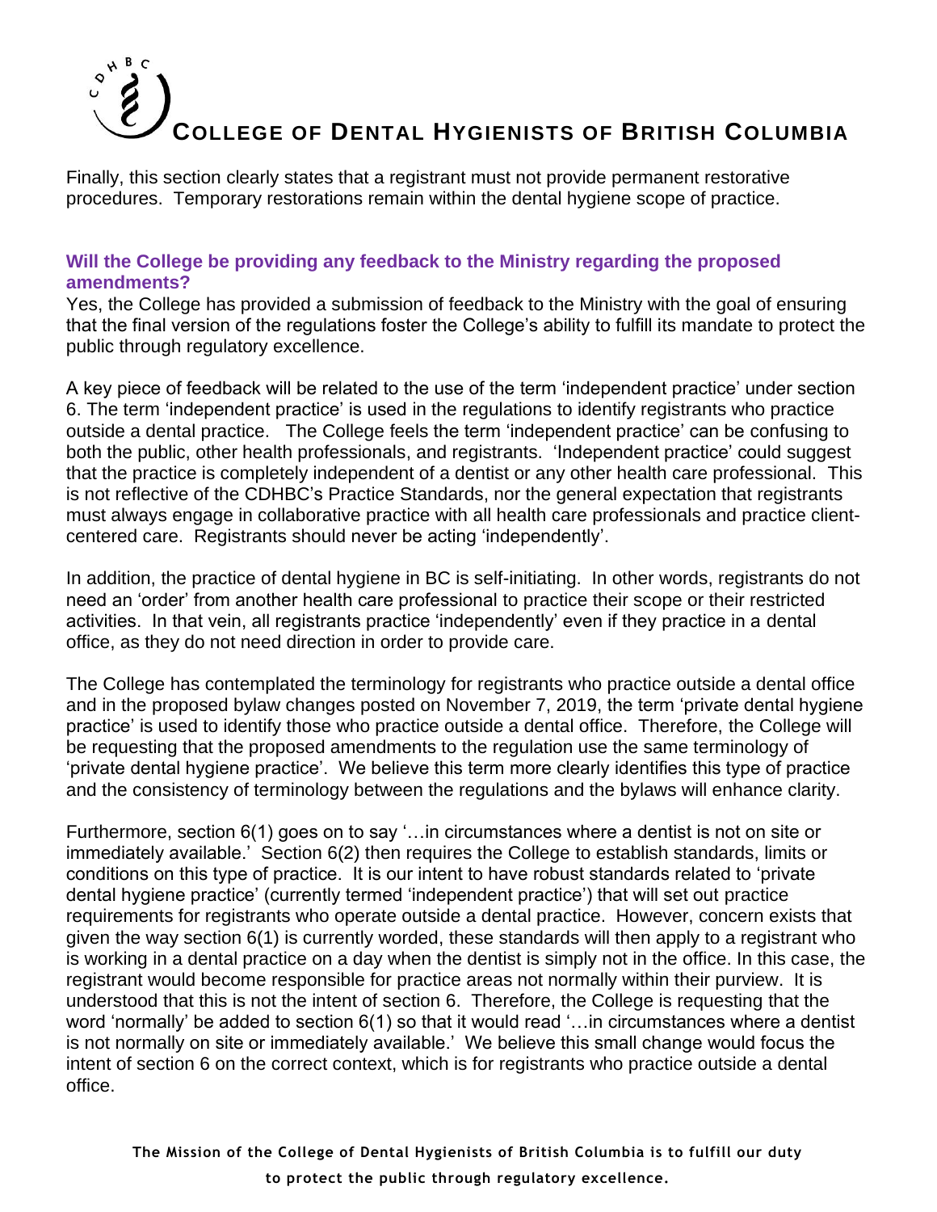Finally, this section clearly states that a registrant must not provide permanent restorative procedures. Temporary restorations remain within the dental hygiene scope of practice.

### Will the College be providing any feedback to the Ministry regarding the proposed amendments?

Yes, the College has provided a submission of feedback to the Ministry with the goal of ensuring that the final version of the regulations foster the College's ability to fulfill its mandate to protect the public through regulatory excellence.

A key piece of feedback will be related to the use of the term 'independent practice' under section 6. The term 'independent practice' is used in the regulations to identify registrants who practice outside a dental practice. The College feels the term 'independent practice' can be confusing to both the public, other health professionals, and registrants. 'Independent practice' could suggest that the practice is completely independent of a dentist or any other health care professional. This is not reflective of the CDHBC's Practice Standards, nor the general expectation that registrants must always engage in collaborative practice with all health care professionals and practice client-centered care. Registrants should never be acting 'independently'.

In addition, the practice of dental hygiene in BC is self-initiating. In other words, registrants do not need an 'order' from another health care professional to practice their scope or their restricted activities. In that vein, all registrants practice 'independently' even if they practice in a dental office, as they do not need direction in order to provide care.

The College has contemplated the terminology for registrants who practice outside a dental office and in the proposed bylaw changes posted on November 7, 2019, the term 'private dental hygiene practice' is used to identify those who practice outside a dental office. Therefore, the College will be requesting that the proposed amendments to the regulation use the same terminology of 'private dental hygiene practice'. We believe this term more clearly identifies this type of practice and the consistency of terminology between the regulations and the bylaws will enhance clarity.

Furthermore, section 6(1) goes on to say '…in circumstances where a dentist is not on site or immediately available.' Section 6(2) then requires the College to establish standards, limits or conditions on this type of practice. It is our intent to have robust standards related to 'private dental hygiene practice' (currently termed 'independent practice') that will set out practice requirements for registrants who operate outside a dental practice. However, concern exists that given the way section 6(1) is currently worded, these standards will then apply to a registrant who is working in a dental practice on a day when the dentist is simply not in the office. In this case, the registrant would become responsible for practice areas not normally within their purview. It is understood that this is not the intent of section 6. Therefore, the College is requesting that the word 'normally' be added to section 6(1) so that it would read '…in circumstances where a dentist is not normally on site or immediately available.' We believe this small change would focus the intent of section 6 on the correct context, which is for registrants who practice outside a dental office.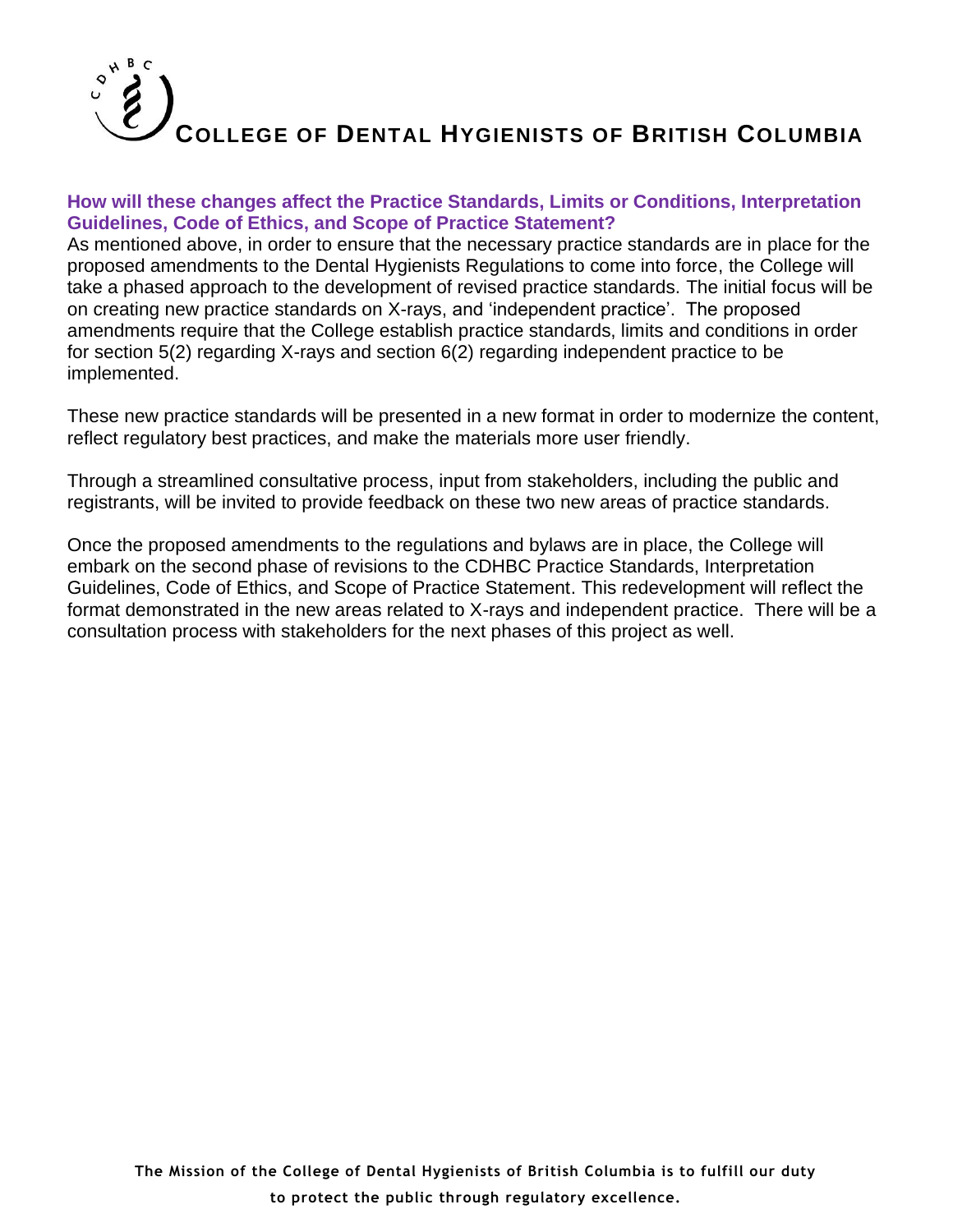## How will these changes affect the Practice Standards, Limits or Conditions, Interpretation Guidelines, Code of Ethics, and Scope of Practice Statement?

As mentioned above, in order to ensure that the necessary practice standards are in place for the proposed amendments to the Dental Hygienists Regulations to come into force, the College will take a phased approach to the development of revised practice standards. The initial focus will be on creating new practice standards on X-rays, and 'independent practice'. The proposed amendments require that the College establish practice standards, limits and conditions in order for section 5(2) regarding X-rays and section 6(2) regarding independent practice to be implemented.

These new practice standards will be presented in a new format in order to modernize the content, reflect regulatory best practices, and make the materials more user friendly.

Through a streamlined consultative process, input from stakeholders, including the public and registrants, will be invited to provide feedback on these two new areas of practice standards.

Once the proposed amendments to the regulations and bylaws are in place, the College will embark on the second phase of revisions to the CDHBC Practice Standards, Interpretation Guidelines, Code of Ethics, and Scope of Practice Statement. This redevelopment will reflect the format demonstrated in the new areas related to X-rays and independent practice. There will be a consultation process with stakeholders for the next phases of this project as well.